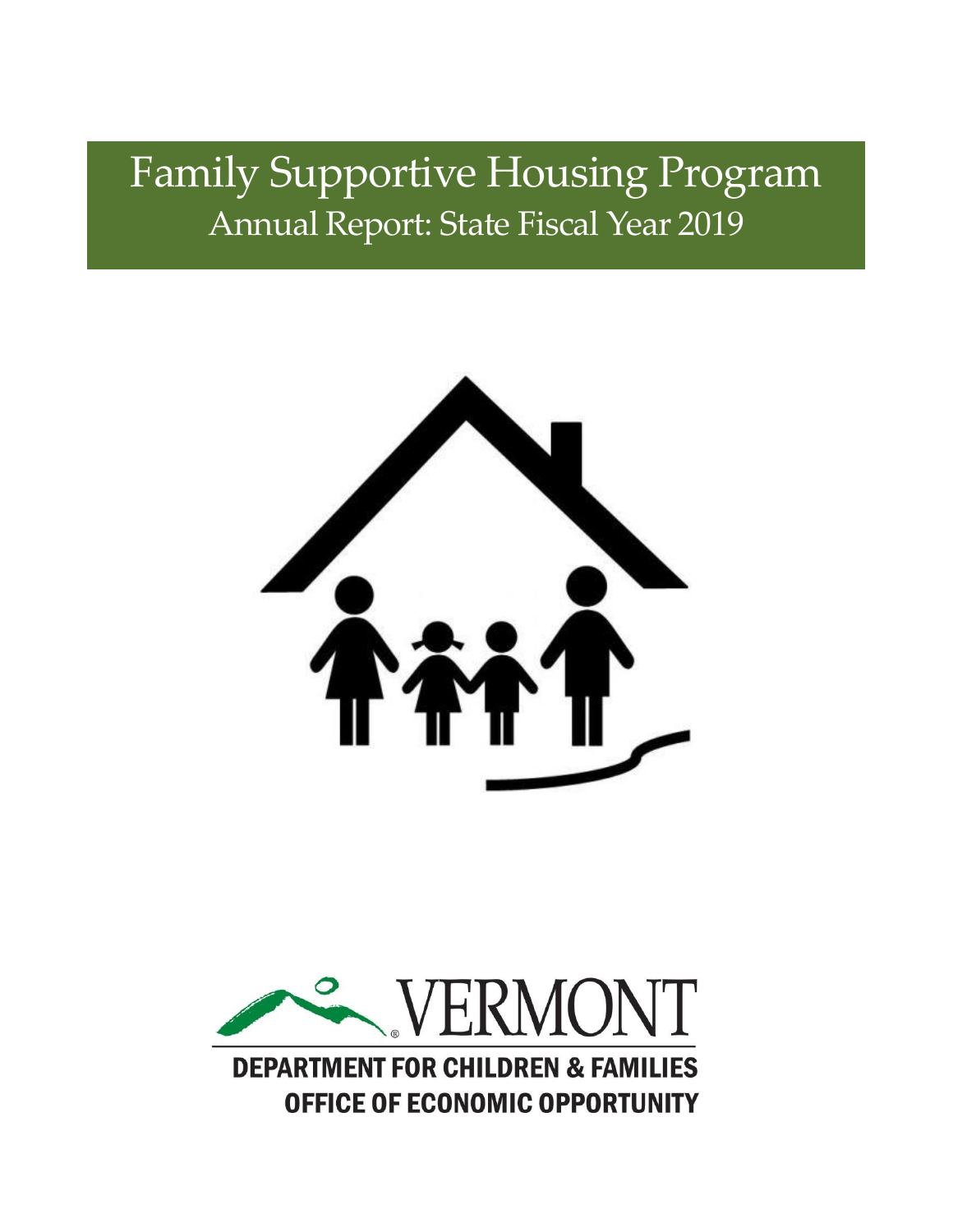# Family Supportive Housing Program

## Annual Report: State Fiscal Year 2019

VERMONT

DEPARTMENT FOR CHILDREN & FAMILIES

OFFICE OF ECONOMIC OPPORTUNITY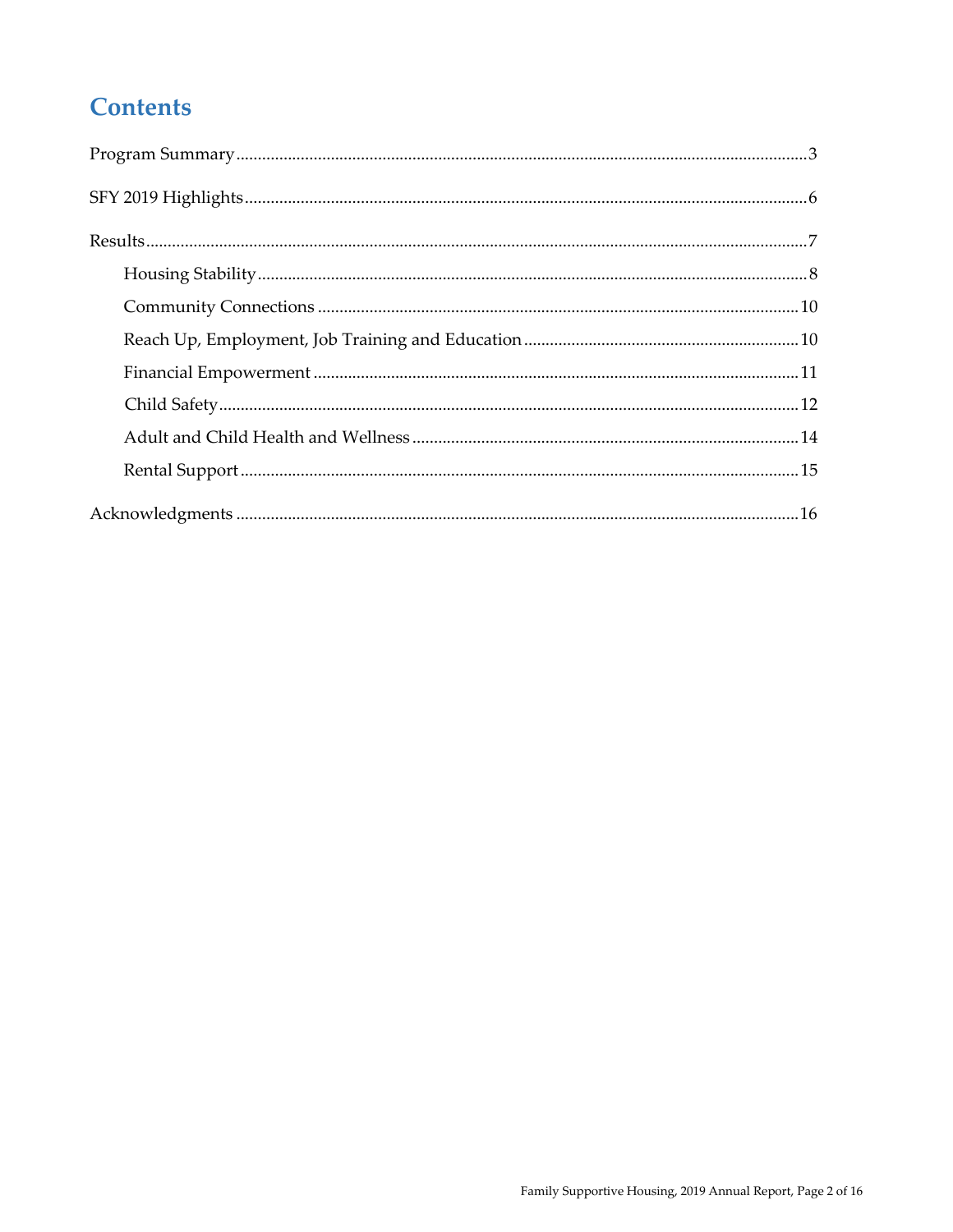# Contents

Program Summary ..... 3

SFY 2019 Highlights ..... 6

Results ..... 7

- Housing Stability ..... 8
- Community Connections ..... 10
- Reach Up, Employment, Job Training and Education ..... 10
- Financial Empowerment ..... 11
- Child Safety ..... 12
- Adult and Child Health and Wellness ..... 14
- Rental Support ..... 15

Acknowledgments ..... 16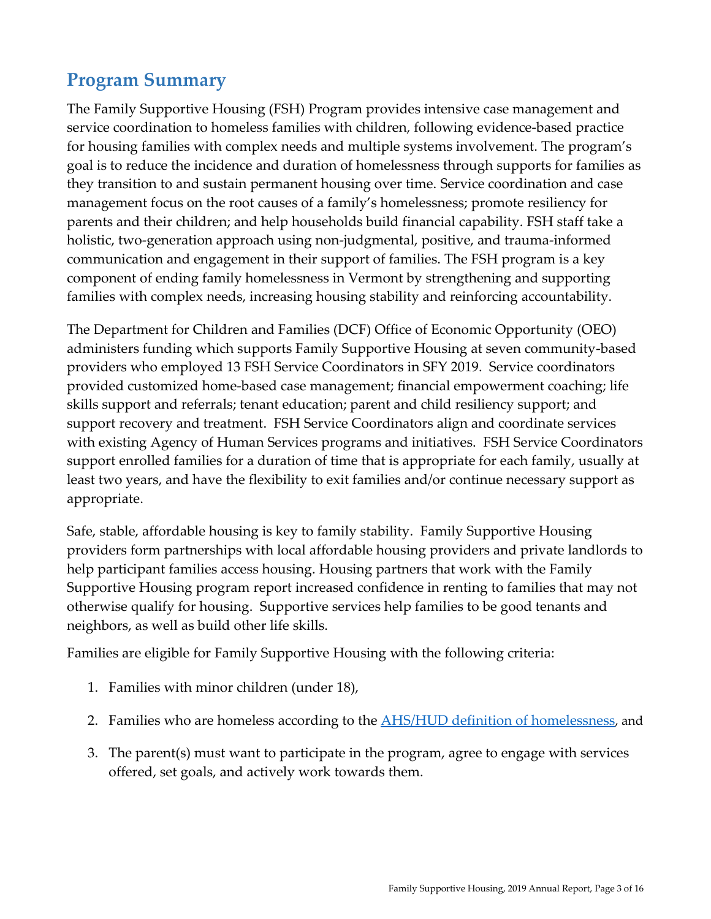## Program Summary

The Family Supportive Housing (FSH) Program provides intensive case management and service coordination to homeless families with children, following evidence-based practice for housing families with complex needs and multiple systems involvement. The program's goal is to reduce the incidence and duration of homelessness through supports for families as they transition to and sustain permanent housing over time. Service coordination and case management focus on the root causes of a family's homelessness; promote resiliency for parents and their children; and help households build financial capability. FSH staff take a holistic, two-generation approach using non-judgmental, positive, and trauma-informed communication and engagement in their support of families. The FSH program is a key component of ending family homelessness in Vermont by strengthening and supporting families with complex needs, increasing housing stability and reinforcing accountability.

The Department for Children and Families (DCF) Office of Economic Opportunity (OEO) administers funding which supports Family Supportive Housing at seven community-based providers who employed 13 FSH Service Coordinators in SFY 2019. Service coordinators provided customized home-based case management; financial empowerment coaching; life skills support and referrals; tenant education; parent and child resiliency support; and support recovery and treatment. FSH Service Coordinators align and coordinate services with existing Agency of Human Services programs and initiatives. FSH Service Coordinators support enrolled families for a duration of time that is appropriate for each family, usually at least two years, and have the flexibility to exit families and/or continue necessary support as appropriate.

Safe, stable, affordable housing is key to family stability. Family Supportive Housing providers form partnerships with local affordable housing providers and private landlords to help participant families access housing. Housing partners that work with the Family Supportive Housing program report increased confidence in renting to families that may not otherwise qualify for housing. Supportive services help families to be good tenants and neighbors, as well as build other life skills.

Families are eligible for Family Supportive Housing with the following criteria:

1. Families with minor children (under 18),
2. Families who are homeless according to the AHS/HUD definition of homelessness, and
3. The parent(s) must want to participate in the program, agree to engage with services offered, set goals, and actively work towards them.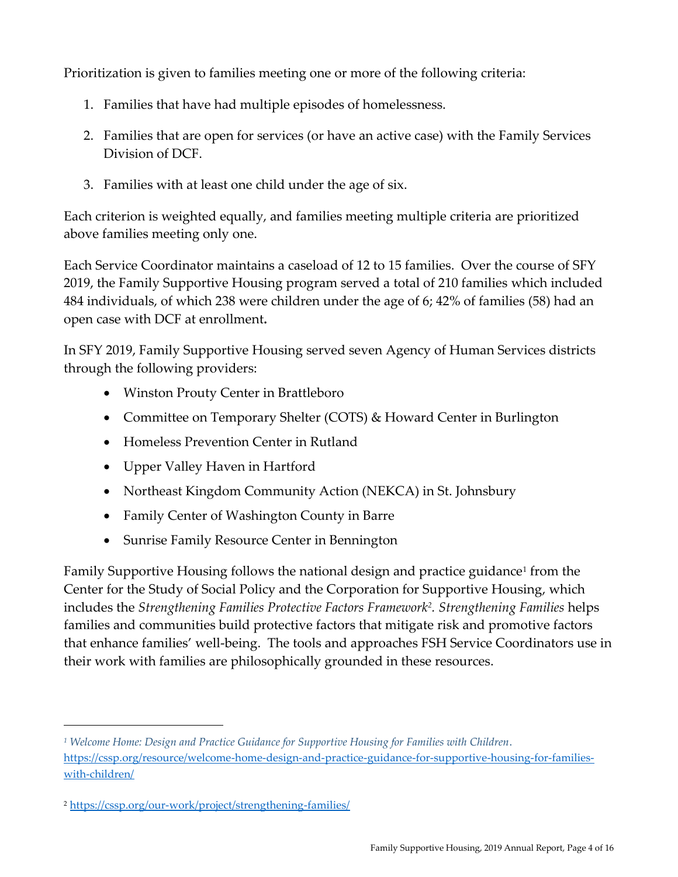Prioritization is given to families meeting one or more of the following criteria:

1. Families that have had multiple episodes of homelessness.
2. Families that are open for services (or have an active case) with the Family Services Division of DCF.
3. Families with at least one child under the age of six.

Each criterion is weighted equally, and families meeting multiple criteria are prioritized above families meeting only one.

Each Service Coordinator maintains a caseload of 12 to 15 families. Over the course of SFY 2019, the Family Supportive Housing program served a total of 210 families which included 484 individuals, of which 238 were children under the age of 6; 42% of families (58) had an open case with DCF at enrollment**.**

In SFY 2019, Family Supportive Housing served seven Agency of Human Services districts through the following providers:

- Winston Prouty Center in Brattleboro
- Committee on Temporary Shelter (COTS) & Howard Center in Burlington
- Homeless Prevention Center in Rutland
- Upper Valley Haven in Hartford
- Northeast Kingdom Community Action (NEKCA) in St. Johnsbury
- Family Center of Washington County in Barre
- Sunrise Family Resource Center in Bennington

Family Supportive Housing follows the national design and practice guidance[1] from the Center for the Study of Social Policy and the Corporation for Supportive Housing, which includes the *Strengthening Families Protective Factors Framework*[2]. *Strengthening Families* helps families and communities build protective factors that mitigate risk and promotive factors that enhance families' well-being. The tools and approaches FSH Service Coordinators use in their work with families are philosophically grounded in these resources.

---

[1] *Welcome Home: Design and Practice Guidance for Supportive Housing for Families with Children*. https://cssp.org/resource/welcome-home-design-and-practice-guidance-for-supportive-housing-for-families-with-children/

[2] https://cssp.org/our-work/project/strengthening-families/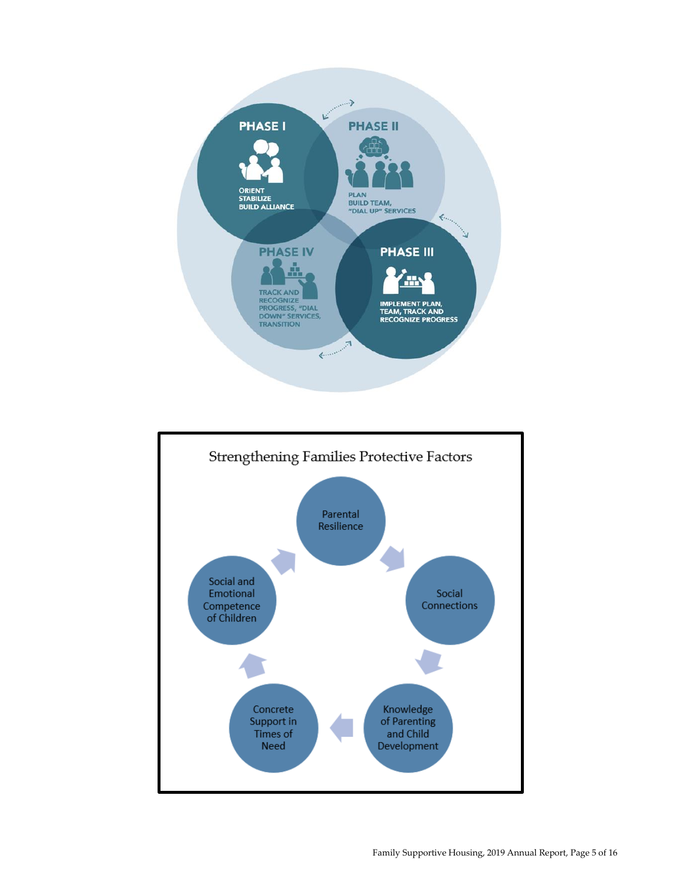**PHASE I**

ORIENT
STABILIZE
BUILD ALLIANCE

**PHASE II**

PLAN
BUILD TEAM,
"DIAL UP" SERVICES

**PHASE III**

IMPLEMENT PLAN,
TEAM, TRACK AND
RECOGNIZE PROGRESS

**PHASE IV**

TRACK AND
RECOGNIZE
PROGRESS, "DIAL
DOWN" SERVICES,
TRANSITION

## Strengthening Families Protective Factors

- Parental Resilience
- Social Connections
- Knowledge of Parenting and Child Development
- Concrete Support in Times of Need
- Social and Emotional Competence of Children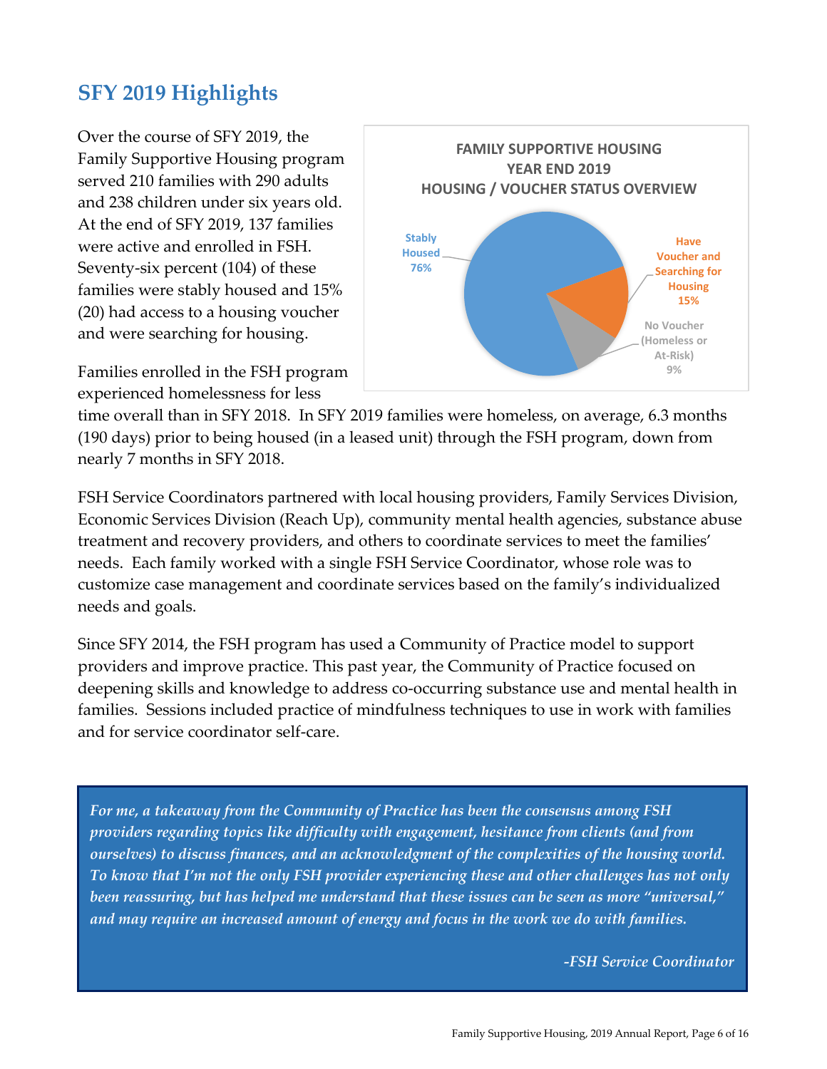## SFY 2019 Highlights

Over the course of SFY 2019, the Family Supportive Housing program served 210 families with 290 adults and 238 children under six years old. At the end of SFY 2019, 137 families were active and enrolled in FSH. Seventy-six percent (104) of these families were stably housed and 15% (20) had access to a housing voucher and were searching for housing.

**FAMILY SUPPORTIVE HOUSING YEAR END 2019 HOUSING / VOUCHER STATUS OVERVIEW**

- Stably Housed 76%
- Have Voucher and Searching for Housing 15%
- No Voucher (Homeless or At-Risk) 9%

Families enrolled in the FSH program experienced homelessness for less time overall than in SFY 2018. In SFY 2019 families were homeless, on average, 6.3 months (190 days) prior to being housed (in a leased unit) through the FSH program, down from nearly 7 months in SFY 2018.

FSH Service Coordinators partnered with local housing providers, Family Services Division, Economic Services Division (Reach Up), community mental health agencies, substance abuse treatment and recovery providers, and others to coordinate services to meet the families' needs. Each family worked with a single FSH Service Coordinator, whose role was to customize case management and coordinate services based on the family's individualized needs and goals.

Since SFY 2014, the FSH program has used a Community of Practice model to support providers and improve practice. This past year, the Community of Practice focused on deepening skills and knowledge to address co-occurring substance use and mental health in families. Sessions included practice of mindfulness techniques to use in work with families and for service coordinator self-care.

> *For me, a takeaway from the Community of Practice has been the consensus among FSH providers regarding topics like difficulty with engagement, hesitance from clients (and from ourselves) to discuss finances, and an acknowledgment of the complexities of the housing world. To know that I'm not the only FSH provider experiencing these and other challenges has not only been reassuring, but has helped me understand that these issues can be seen as more "universal," and may require an increased amount of energy and focus in the work we do with families.*
>
> *-FSH Service Coordinator*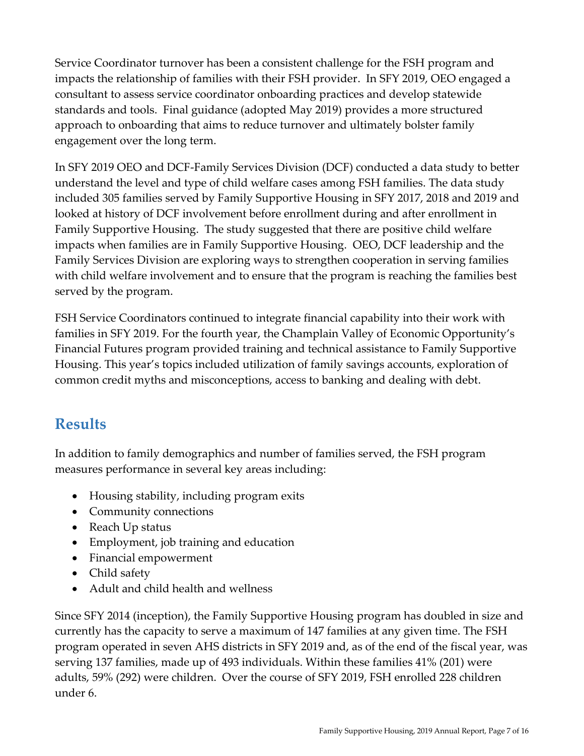Service Coordinator turnover has been a consistent challenge for the FSH program and impacts the relationship of families with their FSH provider. In SFY 2019, OEO engaged a consultant to assess service coordinator onboarding practices and develop statewide standards and tools. Final guidance (adopted May 2019) provides a more structured approach to onboarding that aims to reduce turnover and ultimately bolster family engagement over the long term.

In SFY 2019 OEO and DCF-Family Services Division (DCF) conducted a data study to better understand the level and type of child welfare cases among FSH families. The data study included 305 families served by Family Supportive Housing in SFY 2017, 2018 and 2019 and looked at history of DCF involvement before enrollment during and after enrollment in Family Supportive Housing. The study suggested that there are positive child welfare impacts when families are in Family Supportive Housing. OEO, DCF leadership and the Family Services Division are exploring ways to strengthen cooperation in serving families with child welfare involvement and to ensure that the program is reaching the families best served by the program.

FSH Service Coordinators continued to integrate financial capability into their work with families in SFY 2019. For the fourth year, the Champlain Valley of Economic Opportunity's Financial Futures program provided training and technical assistance to Family Supportive Housing. This year's topics included utilization of family savings accounts, exploration of common credit myths and misconceptions, access to banking and dealing with debt.

## Results

In addition to family demographics and number of families served, the FSH program measures performance in several key areas including:

- Housing stability, including program exits
- Community connections
- Reach Up status
- Employment, job training and education
- Financial empowerment
- Child safety
- Adult and child health and wellness

Since SFY 2014 (inception), the Family Supportive Housing program has doubled in size and currently has the capacity to serve a maximum of 147 families at any given time. The FSH program operated in seven AHS districts in SFY 2019 and, as of the end of the fiscal year, was serving 137 families, made up of 493 individuals. Within these families 41% (201) were adults, 59% (292) were children. Over the course of SFY 2019, FSH enrolled 228 children under 6.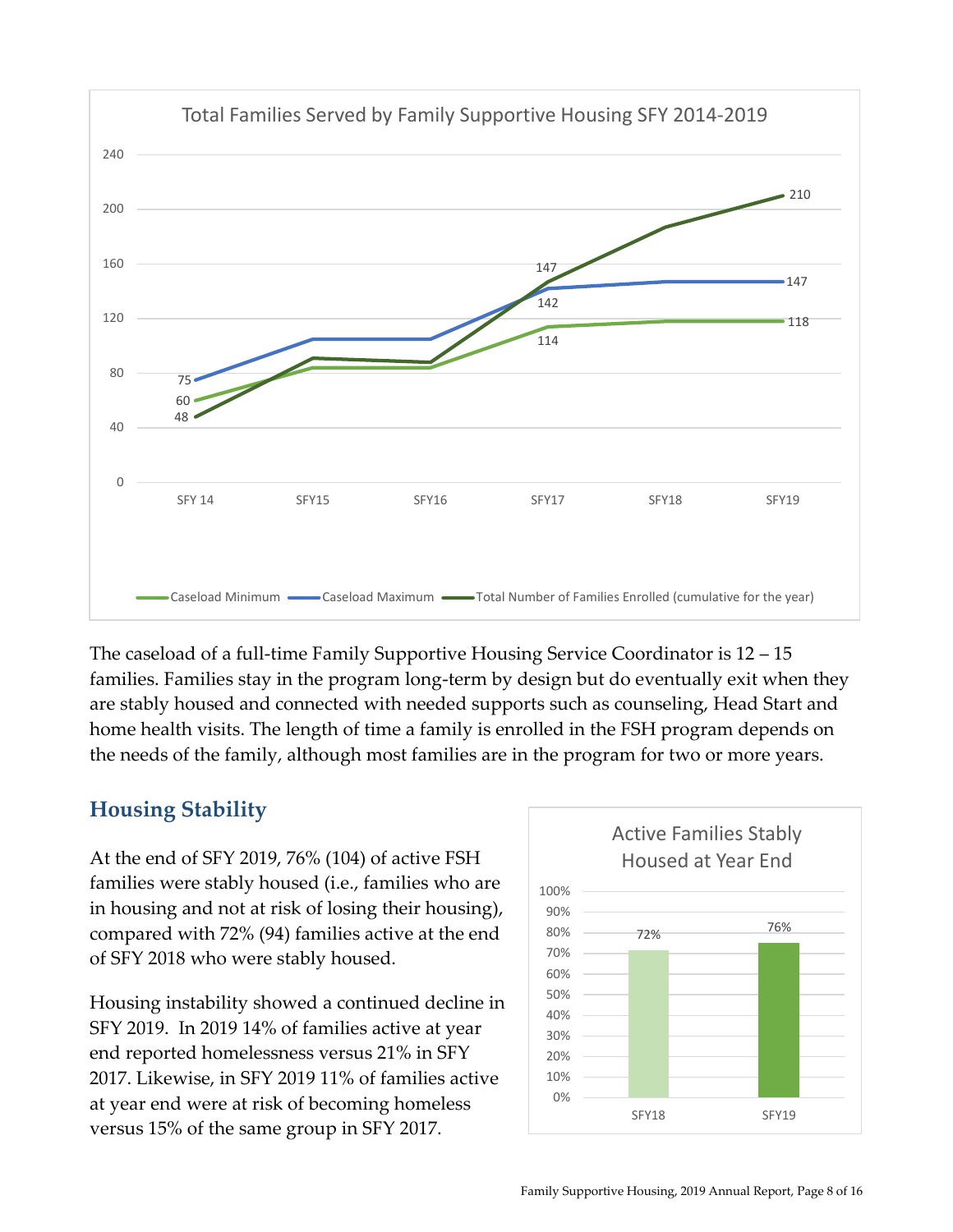Total Families Served by Family Supportive Housing SFY 2014-2019

| | SFY 14 | SFY15 | SFY16 | SFY17 | SFY18 | SFY19 |
|---|---|---|---|---|---|---|
| Caseload Minimum | 60 | | | 114 | | 118 |
| Caseload Maximum | 75 | | | 142 | | 147 |
| Total Number of Families Enrolled (cumulative for the year) | 48 | | | 147 | | 210 |

The caseload of a full-time Family Supportive Housing Service Coordinator is 12 – 15 families. Families stay in the program long-term by design but do eventually exit when they are stably housed and connected with needed supports such as counseling, Head Start and home health visits. The length of time a family is enrolled in the FSH program depends on the needs of the family, although most families are in the program for two or more years.

## Housing Stability

At the end of SFY 2019, 76% (104) of active FSH families were stably housed (i.e., families who are in housing and not at risk of losing their housing), compared with 72% (94) families active at the end of SFY 2018 who were stably housed.

Housing instability showed a continued decline in SFY 2019. In 2019 14% of families active at year end reported homelessness versus 21% in SFY 2017. Likewise, in SFY 2019 11% of families active at year end were at risk of becoming homeless versus 15% of the same group in SFY 2017.

Active Families Stably Housed at Year End

| | SFY18 | SFY19 |
|---|---|---|
| Active Families Stably Housed at Year End | 72% | 76% |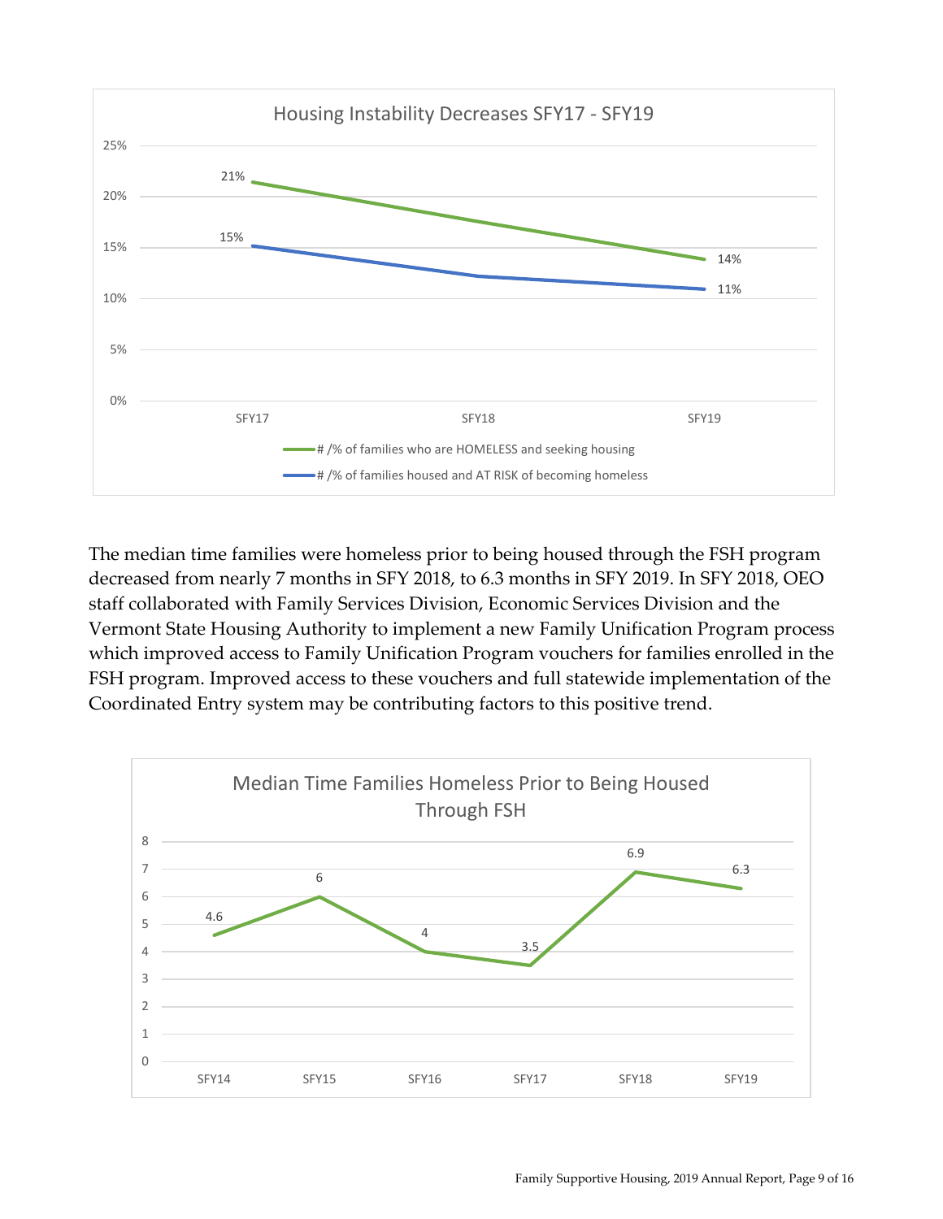**Housing Instability Decreases SFY17 - SFY19**

| | SFY17 | SFY18 | SFY19 |
|---|---|---|---|
| # /% of families who are HOMELESS and seeking housing | 21% | | 14% |
| # /% of families housed and AT RISK of becoming homeless | 15% | | 11% |

The median time families were homeless prior to being housed through the FSH program decreased from nearly 7 months in SFY 2018, to 6.3 months in SFY 2019. In SFY 2018, OEO staff collaborated with Family Services Division, Economic Services Division and the Vermont State Housing Authority to implement a new Family Unification Program process which improved access to Family Unification Program vouchers for families enrolled in the FSH program. Improved access to these vouchers and full statewide implementation of the Coordinated Entry system may be contributing factors to this positive trend.

**Median Time Families Homeless Prior to Being Housed Through FSH**

| SFY14 | SFY15 | SFY16 | SFY17 | SFY18 | SFY19 |
|---|---|---|---|---|---|
| 4.6 | 6 | 4 | 3.5 | 6.9 | 6.3 |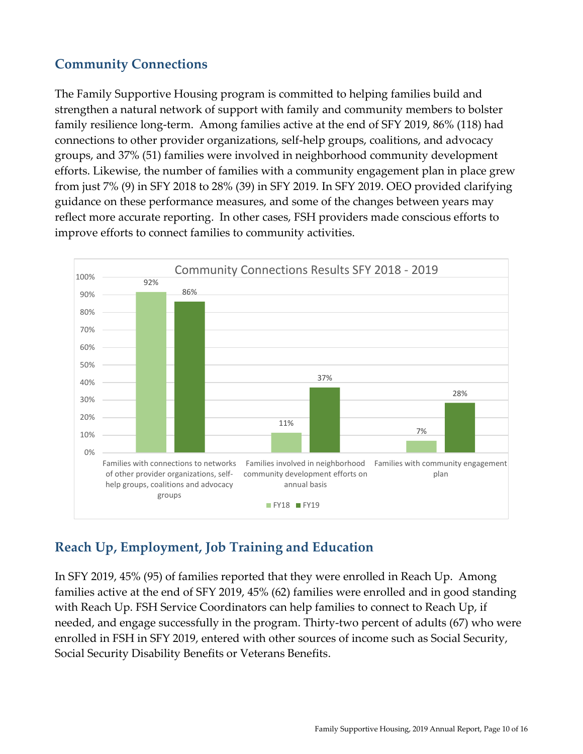## Community Connections

The Family Supportive Housing program is committed to helping families build and strengthen a natural network of support with family and community members to bolster family resilience long-term. Among families active at the end of SFY 2019, 86% (118) had connections to other provider organizations, self-help groups, coalitions, and advocacy groups, and 37% (51) families were involved in neighborhood community development efforts. Likewise, the number of families with a community engagement plan in place grew from just 7% (9) in SFY 2018 to 28% (39) in SFY 2019. In SFY 2019. OEO provided clarifying guidance on these performance measures, and some of the changes between years may reflect more accurate reporting. In other cases, FSH providers made conscious efforts to improve efforts to connect families to community activities.

**Community Connections Results SFY 2018 - 2019**

| | FY18 | FY19 |
|---|---|---|
| Families with connections to networks of other provider organizations, self-help groups, coalitions and advocacy groups | 92% | 86% |
| Families involved in neighborhood community development efforts on annual basis | 11% | 37% |
| Families with community engagement plan | 7% | 28% |

## Reach Up, Employment, Job Training and Education

In SFY 2019, 45% (95) of families reported that they were enrolled in Reach Up. Among families active at the end of SFY 2019, 45% (62) families were enrolled and in good standing with Reach Up. FSH Service Coordinators can help families to connect to Reach Up, if needed, and engage successfully in the program. Thirty-two percent of adults (67) who were enrolled in FSH in SFY 2019, entered with other sources of income such as Social Security, Social Security Disability Benefits or Veterans Benefits.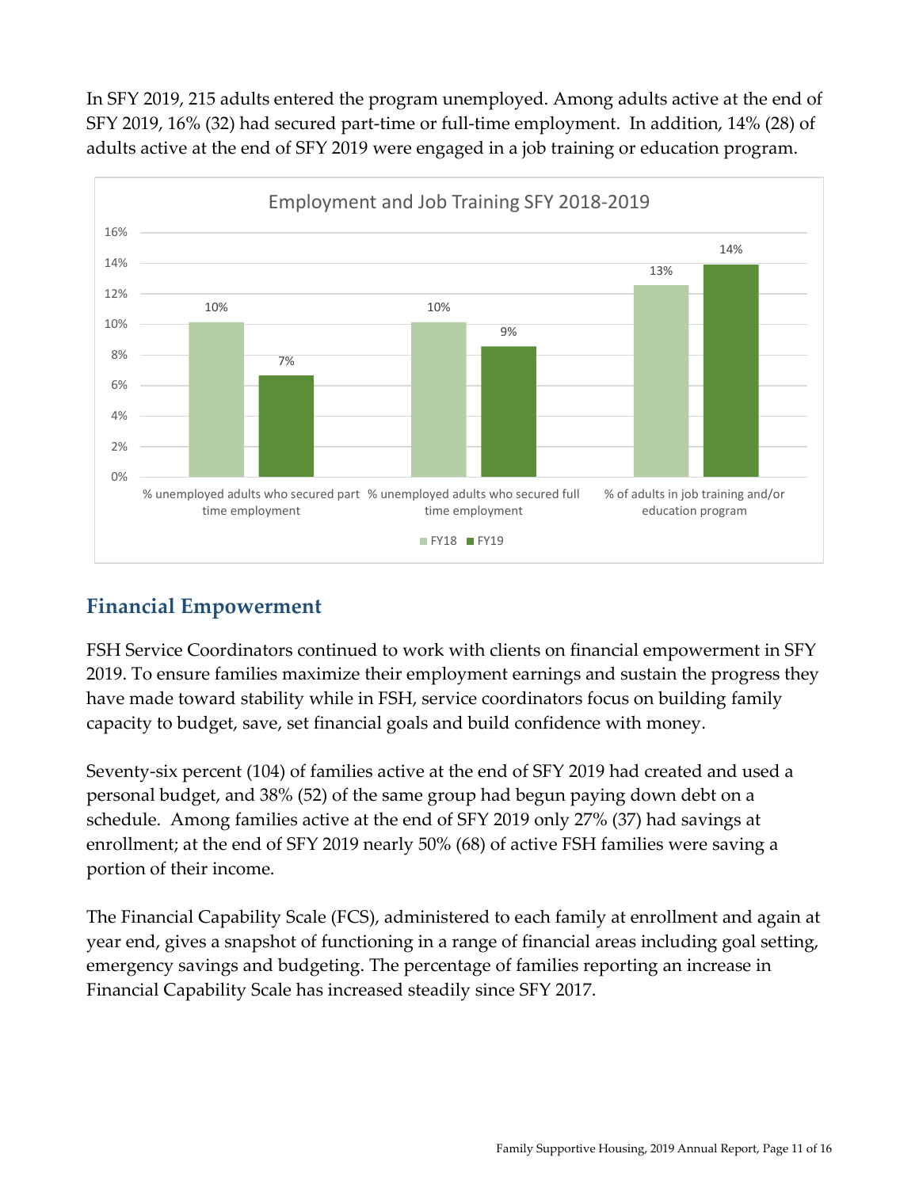In SFY 2019, 215 adults entered the program unemployed. Among adults active at the end of SFY 2019, 16% (32) had secured part-time or full-time employment. In addition, 14% (28) of adults active at the end of SFY 2019 were engaged in a job training or education program.

**Employment and Job Training SFY 2018-2019**

| | FY18 | FY19 |
|---|---|---|
| % unemployed adults who secured part time employment | 10% | 7% |
| % unemployed adults who secured full time employment | 10% | 9% |
| % of adults in job training and/or education program | 13% | 14% |

## Financial Empowerment

FSH Service Coordinators continued to work with clients on financial empowerment in SFY 2019. To ensure families maximize their employment earnings and sustain the progress they have made toward stability while in FSH, service coordinators focus on building family capacity to budget, save, set financial goals and build confidence with money.

Seventy-six percent (104) of families active at the end of SFY 2019 had created and used a personal budget, and 38% (52) of the same group had begun paying down debt on a schedule. Among families active at the end of SFY 2019 only 27% (37) had savings at enrollment; at the end of SFY 2019 nearly 50% (68) of active FSH families were saving a portion of their income.

The Financial Capability Scale (FCS), administered to each family at enrollment and again at year end, gives a snapshot of functioning in a range of financial areas including goal setting, emergency savings and budgeting. The percentage of families reporting an increase in Financial Capability Scale has increased steadily since SFY 2017.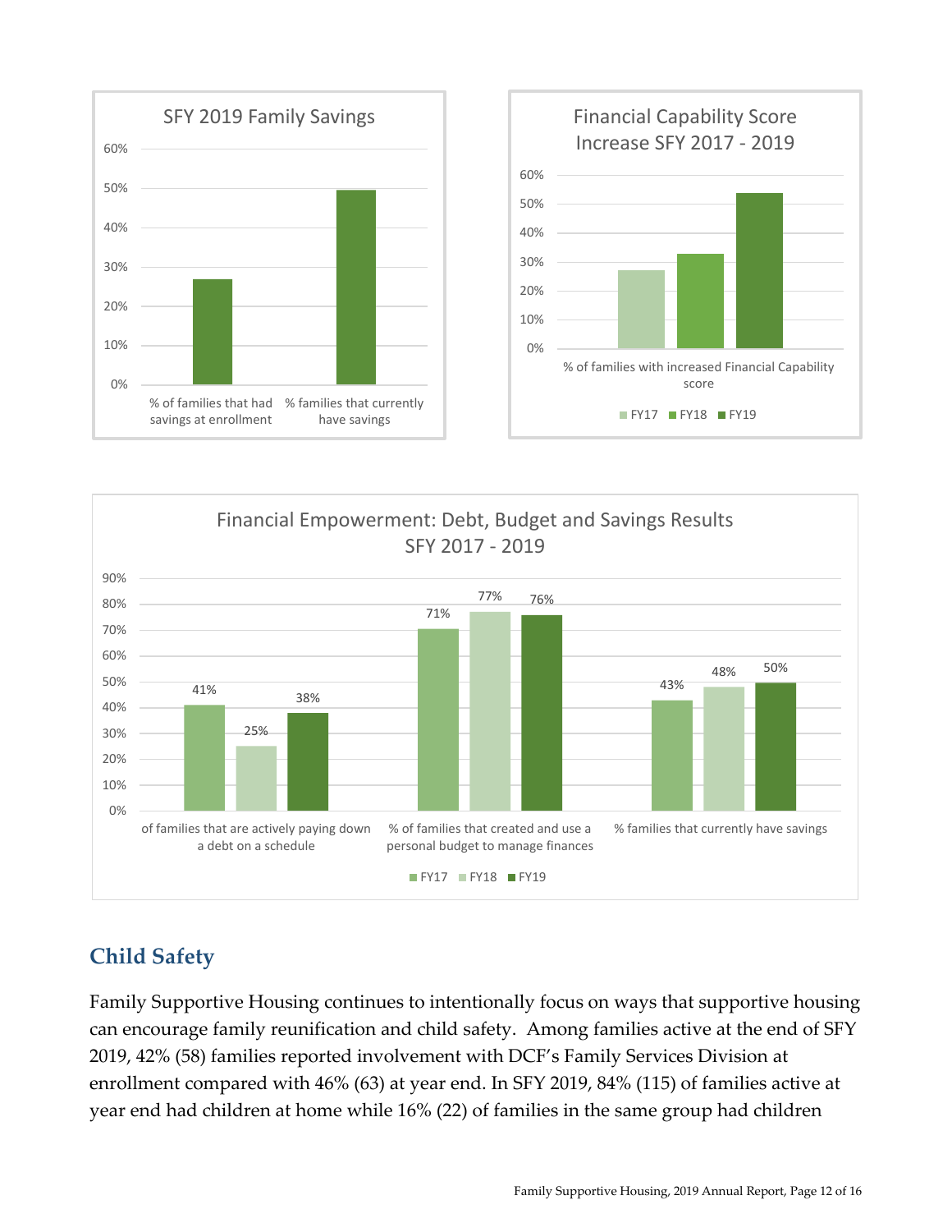SFY 2019 Family Savings

| | % |
|---|---|
| % of families that had savings at enrollment | 27% |
| % families that currently have savings | 50% |

Financial Capability Score Increase SFY 2017 - 2019

| | FY17 | FY18 | FY19 |
|---|---|---|---|
| % of families with increased Financial Capability score | 27% | 33% | 54% |

Financial Empowerment: Debt, Budget and Savings Results SFY 2017 - 2019

| | FY17 | FY18 | FY19 |
|---|---|---|---|
| of families that are actively paying down a debt on a schedule | 41% | 25% | 38% |
| % of families that created and use a personal budget to manage finances | 71% | 77% | 76% |
| % families that currently have savings | 43% | 48% | 50% |

## Child Safety

Family Supportive Housing continues to intentionally focus on ways that supportive housing can encourage family reunification and child safety. Among families active at the end of SFY 2019, 42% (58) families reported involvement with DCF's Family Services Division at enrollment compared with 46% (63) at year end. In SFY 2019, 84% (115) of families active at year end had children at home while 16% (22) of families in the same group had children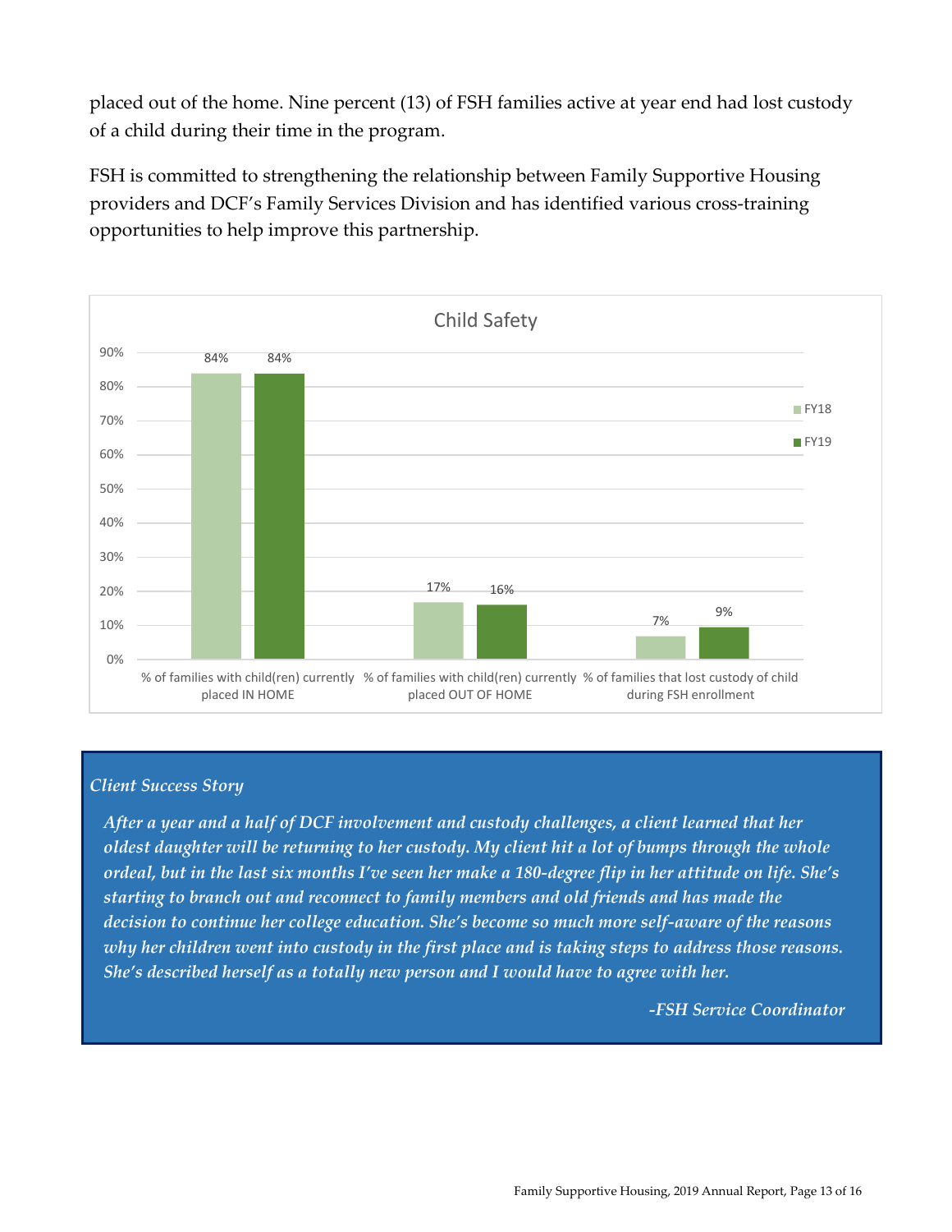placed out of the home. Nine percent (13) of FSH families active at year end had lost custody of a child during their time in the program.

FSH is committed to strengthening the relationship between Family Supportive Housing providers and DCF's Family Services Division and has identified various cross-training opportunities to help improve this partnership.

**Child Safety**

| | FY18 | FY19 |
|---|---|---|
| % of families with child(ren) currently placed IN HOME | 84% | 84% |
| % of families with child(ren) currently placed OUT OF HOME | 17% | 16% |
| % of families that lost custody of child during FSH enrollment | 7% | 9% |

*Client Success Story*

*After a year and a half of DCF involvement and custody challenges, a client learned that her oldest daughter will be returning to her custody. My client hit a lot of bumps through the whole ordeal, but in the last six months I've seen her make a 180-degree flip in her attitude on life. She's starting to branch out and reconnect to family members and old friends and has made the decision to continue her college education. She's become so much more self-aware of the reasons why her children went into custody in the first place and is taking steps to address those reasons. She's described herself as a totally new person and I would have to agree with her.*

*-FSH Service Coordinator*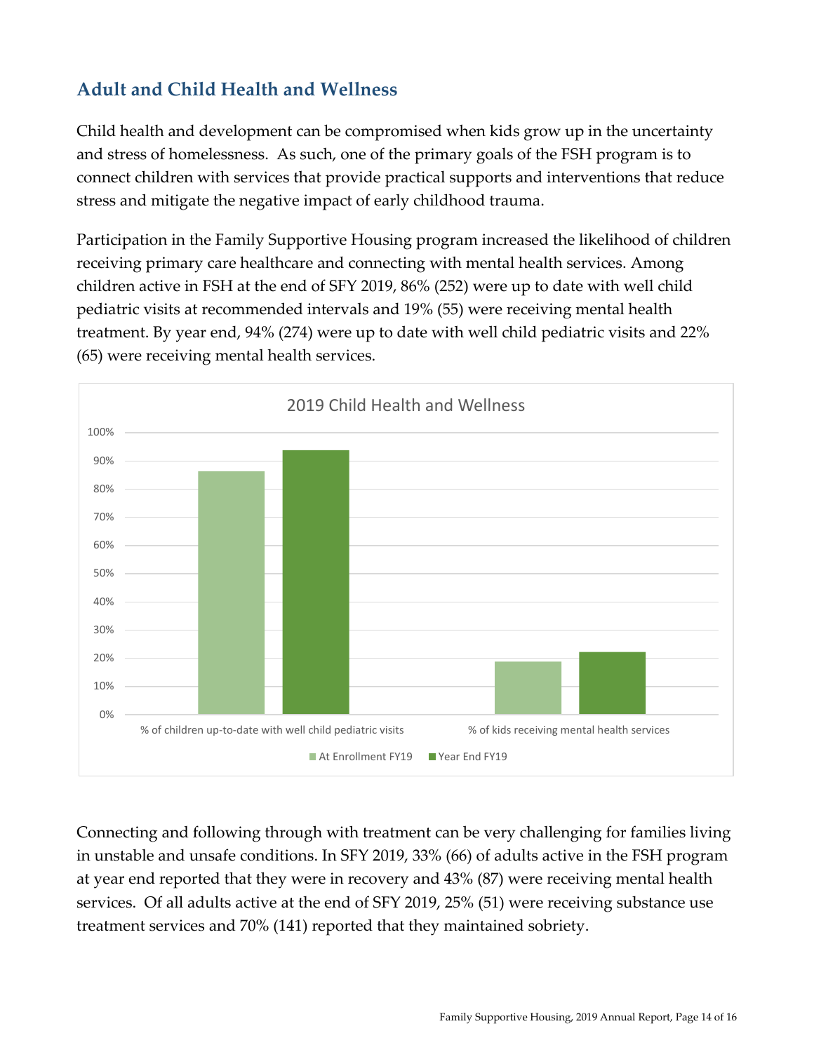## Adult and Child Health and Wellness

Child health and development can be compromised when kids grow up in the uncertainty and stress of homelessness. As such, one of the primary goals of the FSH program is to connect children with services that provide practical supports and interventions that reduce stress and mitigate the negative impact of early childhood trauma.

Participation in the Family Supportive Housing program increased the likelihood of children receiving primary care healthcare and connecting with mental health services. Among children active in FSH at the end of SFY 2019, 86% (252) were up to date with well child pediatric visits at recommended intervals and 19% (55) were receiving mental health treatment. By year end, 94% (274) were up to date with well child pediatric visits and 22% (65) were receiving mental health services.

**2019 Child Health and Wellness**

| | At Enrollment FY19 | Year End FY19 |
|---|---|---|
| % of children up-to-date with well child pediatric visits | 86% | 94% |
| % of kids receiving mental health services | 19% | 22% |

Connecting and following through with treatment can be very challenging for families living in unstable and unsafe conditions. In SFY 2019, 33% (66) of adults active in the FSH program at year end reported that they were in recovery and 43% (87) were receiving mental health services. Of all adults active at the end of SFY 2019, 25% (51) were receiving substance use treatment services and 70% (141) reported that they maintained sobriety.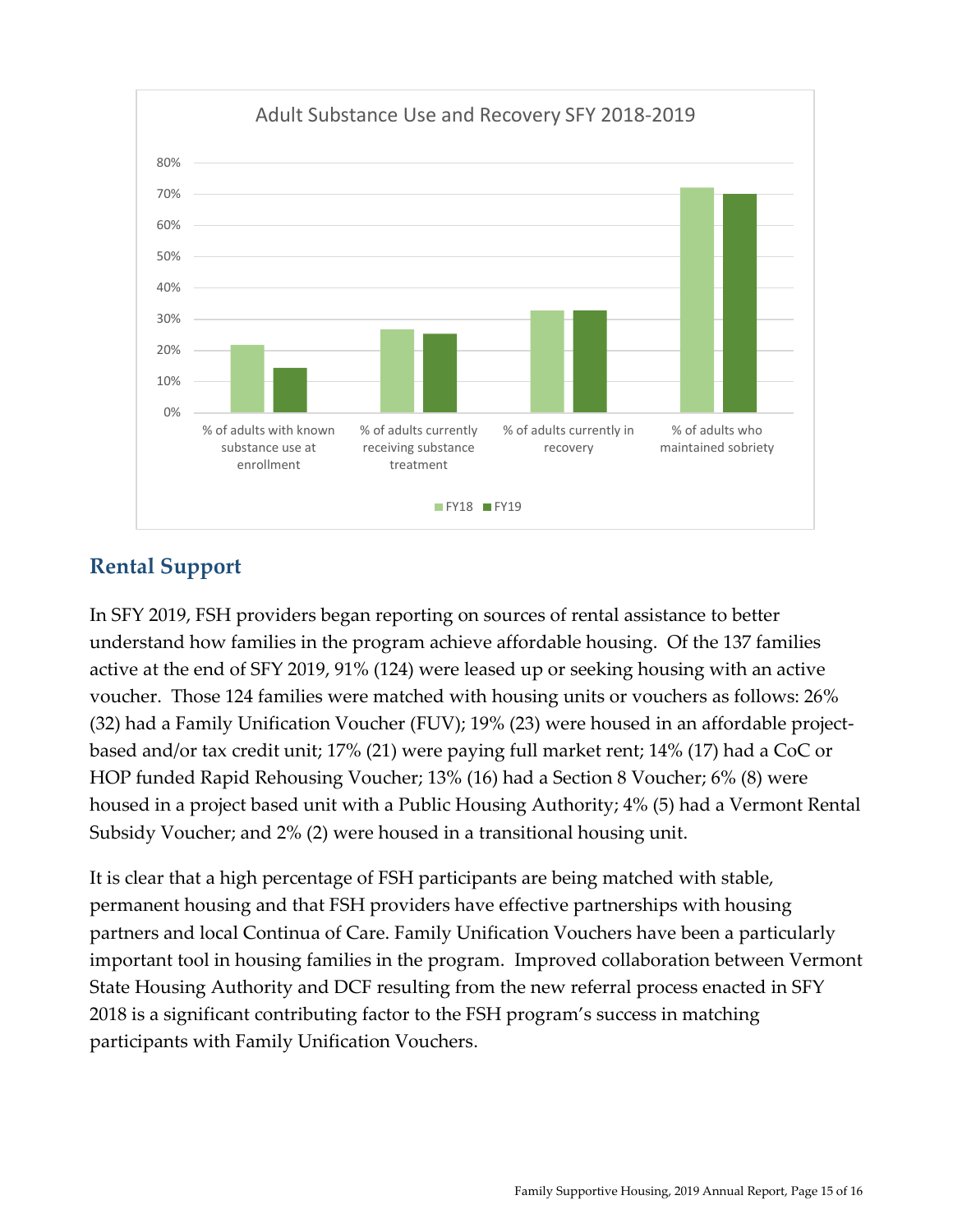Adult Substance Use and Recovery SFY 2018-2019

| | FY18 | FY19 |
|---|---|---|
| % of adults with known substance use at enrollment | ~22% | ~14% |
| % of adults currently receiving substance treatment | ~27% | ~25% |
| % of adults currently in recovery | ~33% | ~33% |
| % of adults who maintained sobriety | ~72% | ~70% |

## Rental Support

In SFY 2019, FSH providers began reporting on sources of rental assistance to better understand how families in the program achieve affordable housing. Of the 137 families active at the end of SFY 2019, 91% (124) were leased up or seeking housing with an active voucher. Those 124 families were matched with housing units or vouchers as follows: 26% (32) had a Family Unification Voucher (FUV); 19% (23) were housed in an affordable project-based and/or tax credit unit; 17% (21) were paying full market rent; 14% (17) had a CoC or HOP funded Rapid Rehousing Voucher; 13% (16) had a Section 8 Voucher; 6% (8) were housed in a project based unit with a Public Housing Authority; 4% (5) had a Vermont Rental Subsidy Voucher; and 2% (2) were housed in a transitional housing unit.

It is clear that a high percentage of FSH participants are being matched with stable, permanent housing and that FSH providers have effective partnerships with housing partners and local Continua of Care. Family Unification Vouchers have been a particularly important tool in housing families in the program. Improved collaboration between Vermont State Housing Authority and DCF resulting from the new referral process enacted in SFY 2018 is a significant contributing factor to the FSH program's success in matching participants with Family Unification Vouchers.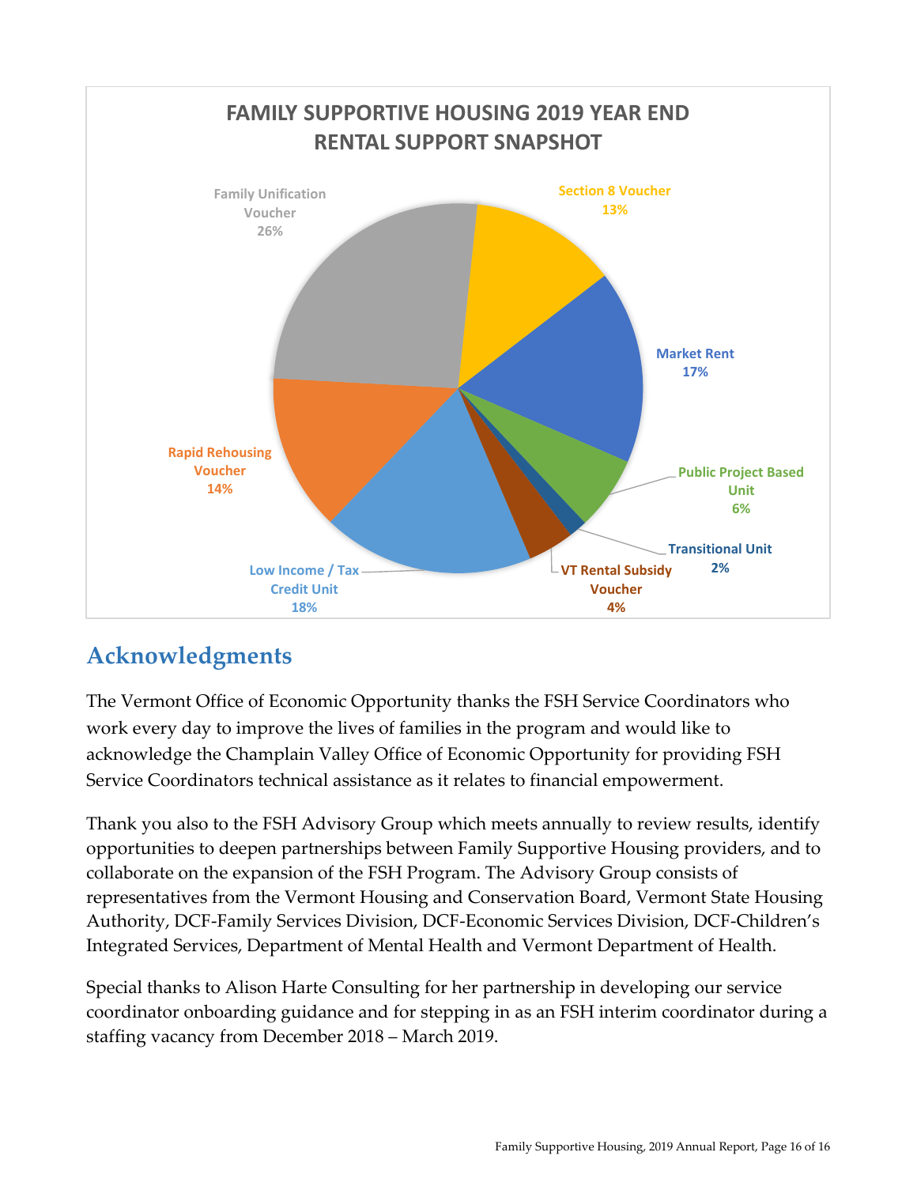FAMILY SUPPORTIVE HOUSING 2019 YEAR END RENTAL SUPPORT SNAPSHOT

Family Unification Voucher 26%

Section 8 Voucher 13%

Market Rent 17%

Public Project Based Unit 6%

Transitional Unit 2%

VT Rental Subsidy Voucher 4%

Low Income / Tax Credit Unit 18%

Rapid Rehousing Voucher 14%

## Acknowledgments

The Vermont Office of Economic Opportunity thanks the FSH Service Coordinators who work every day to improve the lives of families in the program and would like to acknowledge the Champlain Valley Office of Economic Opportunity for providing FSH Service Coordinators technical assistance as it relates to financial empowerment.

Thank you also to the FSH Advisory Group which meets annually to review results, identify opportunities to deepen partnerships between Family Supportive Housing providers, and to collaborate on the expansion of the FSH Program. The Advisory Group consists of representatives from the Vermont Housing and Conservation Board, Vermont State Housing Authority, DCF-Family Services Division, DCF-Economic Services Division, DCF-Children's Integrated Services, Department of Mental Health and Vermont Department of Health.

Special thanks to Alison Harte Consulting for her partnership in developing our service coordinator onboarding guidance and for stepping in as an FSH interim coordinator during a staffing vacancy from December 2018 – March 2019.